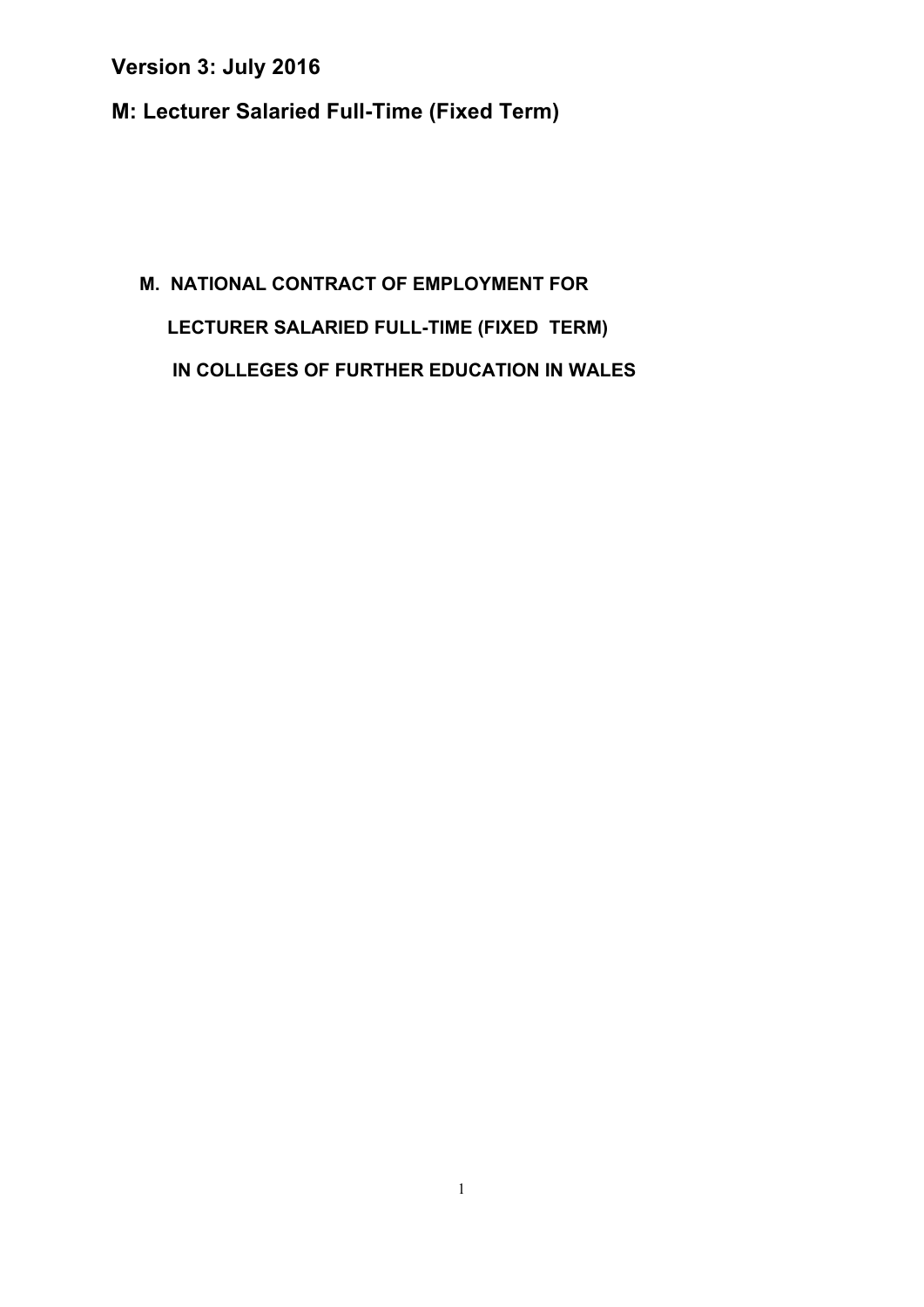**Version 3: July 2016**

**M: Lecturer Salaried Full-Time (Fixed Term)**

# M. NATIONAL CONTRACT OF EMPLOYMENT FOR LECTURER SALARIED FULL-TIME (FIXED TERM) IN COLLEGES OF FURTHER EDUCATION IN WALES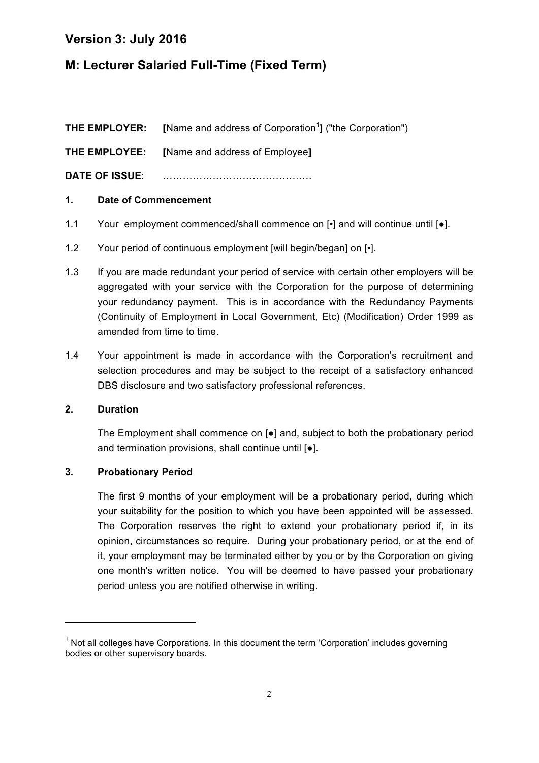# Version 3: July 2016

## M: Lecturer Salaried Full-Time (Fixed Term)

**THE EMPLOYER:** **[**Name and address of Corporation[1]**]** ("the Corporation")

**THE EMPLOYEE:** **[**Name and address of Employee**]**

**DATE OF ISSUE**: ………………………………………

**1. Date of Commencement**

1.1 Your employment commenced/shall commence on [•] and will continue until [●].

1.2 Your period of continuous employment [will begin/began] on [•].

1.3 If you are made redundant your period of service with certain other employers will be aggregated with your service with the Corporation for the purpose of determining your redundancy payment. This is in accordance with the Redundancy Payments (Continuity of Employment in Local Government, Etc) (Modification) Order 1999 as amended from time to time.

1.4 Your appointment is made in accordance with the Corporation's recruitment and selection procedures and may be subject to the receipt of a satisfactory enhanced DBS disclosure and two satisfactory professional references.

**2. Duration**

The Employment shall commence on [●] and, subject to both the probationary period and termination provisions, shall continue until [●].

**3. Probationary Period**

The first 9 months of your employment will be a probationary period, during which your suitability for the position to which you have been appointed will be assessed. The Corporation reserves the right to extend your probationary period if, in its opinion, circumstances so require. During your probationary period, or at the end of it, your employment may be terminated either by you or by the Corporation on giving one month's written notice. You will be deemed to have passed your probationary period unless you are notified otherwise in writing.

---

[1] Not all colleges have Corporations. In this document the term 'Corporation' includes governing bodies or other supervisory boards.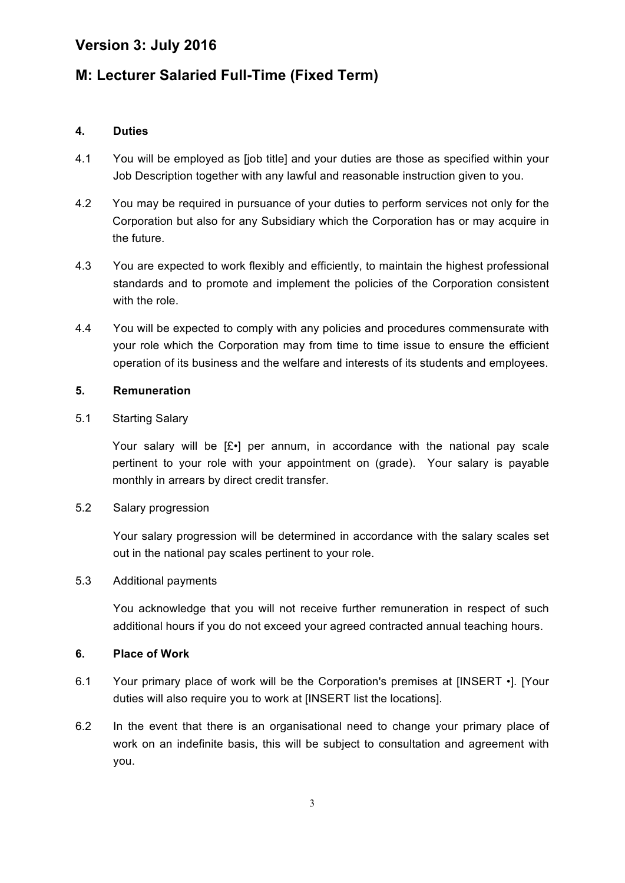# Version 3: July 2016

# M: Lecturer Salaried Full-Time (Fixed Term)

### 4. Duties

4.1 You will be employed as [job title] and your duties are those as specified within your Job Description together with any lawful and reasonable instruction given to you.

4.2 You may be required in pursuance of your duties to perform services not only for the Corporation but also for any Subsidiary which the Corporation has or may acquire in the future.

4.3 You are expected to work flexibly and efficiently, to maintain the highest professional standards and to promote and implement the policies of the Corporation consistent with the role.

4.4 You will be expected to comply with any policies and procedures commensurate with your role which the Corporation may from time to time issue to ensure the efficient operation of its business and the welfare and interests of its students and employees.

### 5. Remuneration

5.1 Starting Salary

Your salary will be [£•] per annum, in accordance with the national pay scale pertinent to your role with your appointment on (grade). Your salary is payable monthly in arrears by direct credit transfer.

5.2 Salary progression

Your salary progression will be determined in accordance with the salary scales set out in the national pay scales pertinent to your role.

5.3 Additional payments

You acknowledge that you will not receive further remuneration in respect of such additional hours if you do not exceed your agreed contracted annual teaching hours.

### 6. Place of Work

6.1 Your primary place of work will be the Corporation's premises at [INSERT •]. [Your duties will also require you to work at [INSERT list the locations].

6.2 In the event that there is an organisational need to change your primary place of work on an indefinite basis, this will be subject to consultation and agreement with you.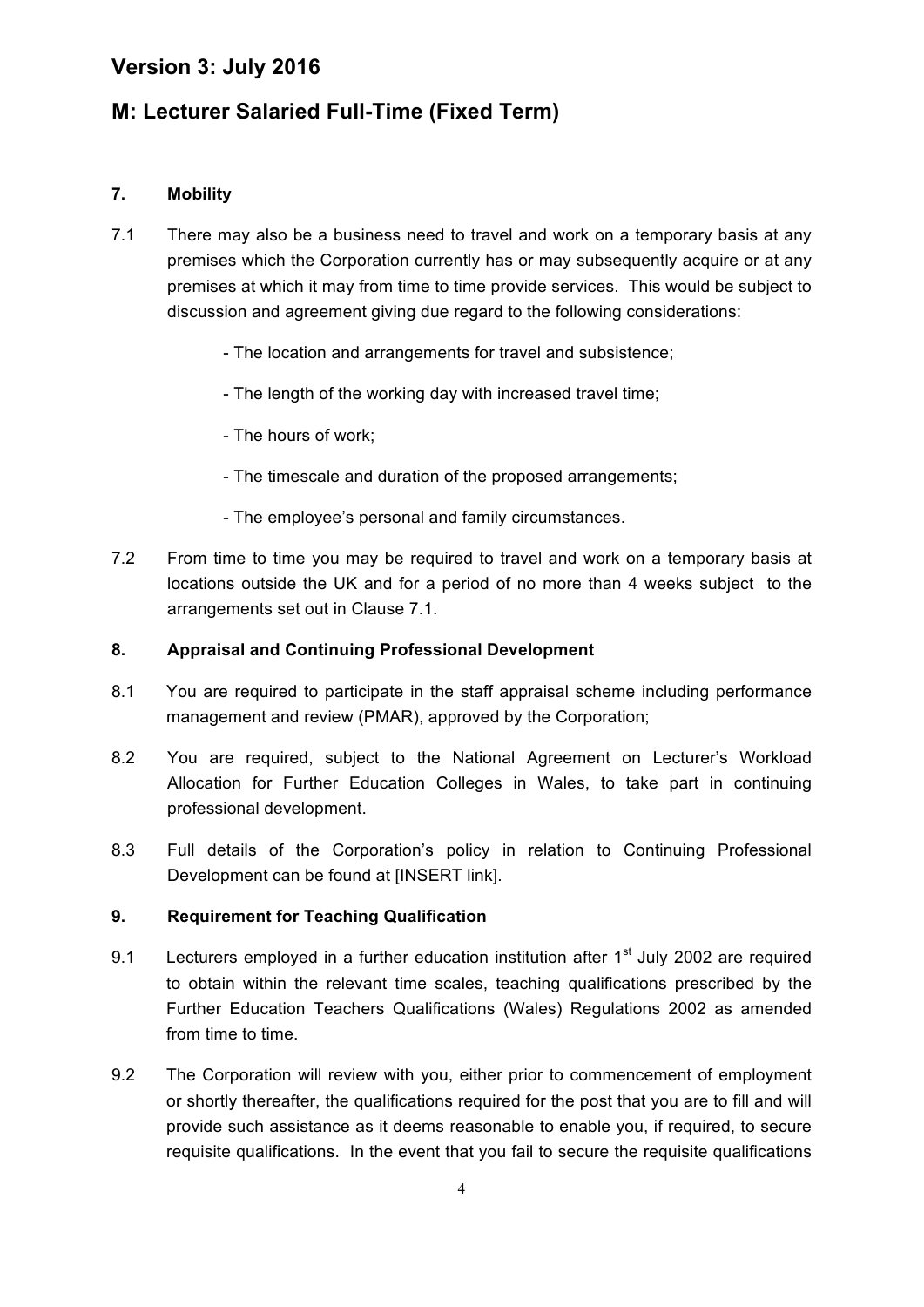## 7. Mobility

7.1 There may also be a business need to travel and work on a temporary basis at any premises which the Corporation currently has or may subsequently acquire or at any premises at which it may from time to time provide services. This would be subject to discussion and agreement giving due regard to the following considerations:

- The location and arrangements for travel and subsistence;
- The length of the working day with increased travel time;
- The hours of work;
- The timescale and duration of the proposed arrangements;
- The employee's personal and family circumstances.

7.2 From time to time you may be required to travel and work on a temporary basis at locations outside the UK and for a period of no more than 4 weeks subject to the arrangements set out in Clause 7.1.

## 8. Appraisal and Continuing Professional Development

8.1 You are required to participate in the staff appraisal scheme including performance management and review (PMAR), approved by the Corporation;

8.2 You are required, subject to the National Agreement on Lecturer's Workload Allocation for Further Education Colleges in Wales, to take part in continuing professional development.

8.3 Full details of the Corporation's policy in relation to Continuing Professional Development can be found at [INSERT link].

## 9. Requirement for Teaching Qualification

9.1 Lecturers employed in a further education institution after 1st July 2002 are required to obtain within the relevant time scales, teaching qualifications prescribed by the Further Education Teachers Qualifications (Wales) Regulations 2002 as amended from time to time.

9.2 The Corporation will review with you, either prior to commencement of employment or shortly thereafter, the qualifications required for the post that you are to fill and will provide such assistance as it deems reasonable to enable you, if required, to secure requisite qualifications. In the event that you fail to secure the requisite qualifications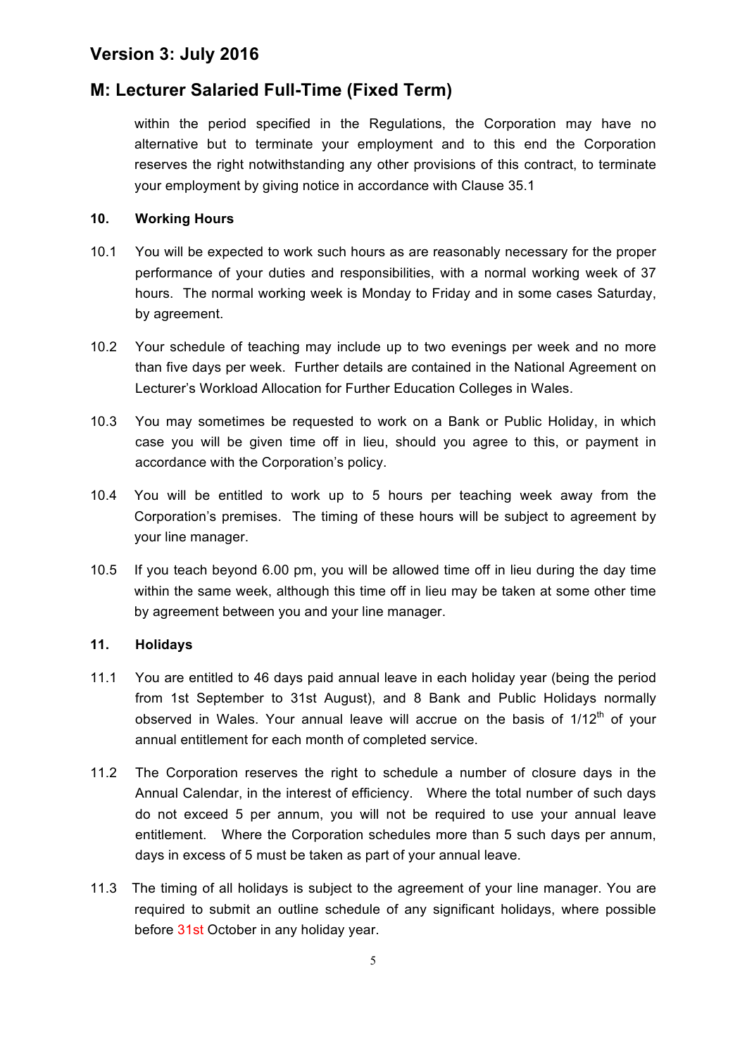within the period specified in the Regulations, the Corporation may have no alternative but to terminate your employment and to this end the Corporation reserves the right notwithstanding any other provisions of this contract, to terminate your employment by giving notice in accordance with Clause 35.1

**10. Working Hours**

10.1 You will be expected to work such hours as are reasonably necessary for the proper performance of your duties and responsibilities, with a normal working week of 37 hours. The normal working week is Monday to Friday and in some cases Saturday, by agreement.

10.2 Your schedule of teaching may include up to two evenings per week and no more than five days per week. Further details are contained in the National Agreement on Lecturer's Workload Allocation for Further Education Colleges in Wales.

10.3 You may sometimes be requested to work on a Bank or Public Holiday, in which case you will be given time off in lieu, should you agree to this, or payment in accordance with the Corporation's policy.

10.4 You will be entitled to work up to 5 hours per teaching week away from the Corporation's premises. The timing of these hours will be subject to agreement by your line manager.

10.5 If you teach beyond 6.00 pm, you will be allowed time off in lieu during the day time within the same week, although this time off in lieu may be taken at some other time by agreement between you and your line manager.

**11. Holidays**

11.1 You are entitled to 46 days paid annual leave in each holiday year (being the period from 1st September to 31st August), and 8 Bank and Public Holidays normally observed in Wales. Your annual leave will accrue on the basis of 1/12th of your annual entitlement for each month of completed service.

11.2 The Corporation reserves the right to schedule a number of closure days in the Annual Calendar, in the interest of efficiency. Where the total number of such days do not exceed 5 per annum, you will not be required to use your annual leave entitlement. Where the Corporation schedules more than 5 such days per annum, days in excess of 5 must be taken as part of your annual leave.

11.3 The timing of all holidays is subject to the agreement of your line manager. You are required to submit an outline schedule of any significant holidays, where possible before 31st October in any holiday year.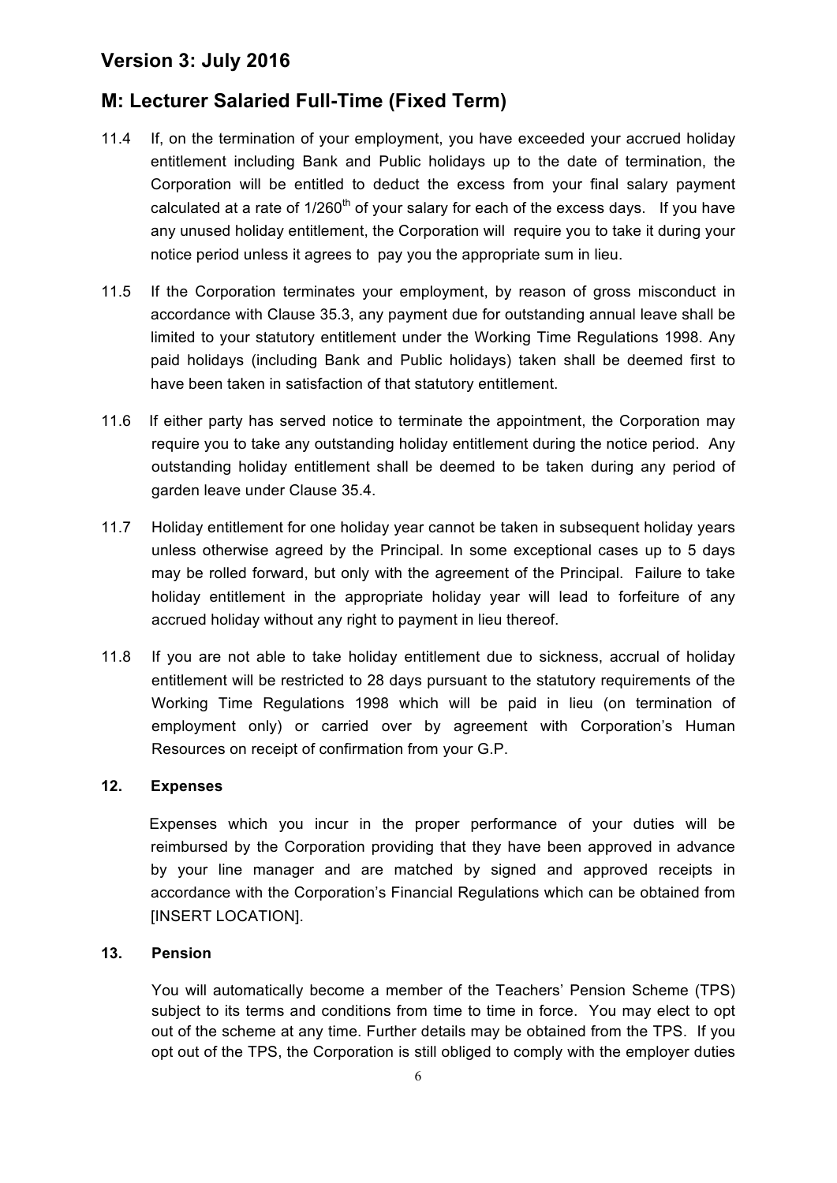11.4 If, on the termination of your employment, you have exceeded your accrued holiday entitlement including Bank and Public holidays up to the date of termination, the Corporation will be entitled to deduct the excess from your final salary payment calculated at a rate of 1/260th of your salary for each of the excess days. If you have any unused holiday entitlement, the Corporation will require you to take it during your notice period unless it agrees to pay you the appropriate sum in lieu.

11.5 If the Corporation terminates your employment, by reason of gross misconduct in accordance with Clause 35.3, any payment due for outstanding annual leave shall be limited to your statutory entitlement under the Working Time Regulations 1998. Any paid holidays (including Bank and Public holidays) taken shall be deemed first to have been taken in satisfaction of that statutory entitlement.

11.6 If either party has served notice to terminate the appointment, the Corporation may require you to take any outstanding holiday entitlement during the notice period. Any outstanding holiday entitlement shall be deemed to be taken during any period of garden leave under Clause 35.4.

11.7 Holiday entitlement for one holiday year cannot be taken in subsequent holiday years unless otherwise agreed by the Principal. In some exceptional cases up to 5 days may be rolled forward, but only with the agreement of the Principal. Failure to take holiday entitlement in the appropriate holiday year will lead to forfeiture of any accrued holiday without any right to payment in lieu thereof.

11.8 If you are not able to take holiday entitlement due to sickness, accrual of holiday entitlement will be restricted to 28 days pursuant to the statutory requirements of the Working Time Regulations 1998 which will be paid in lieu (on termination of employment only) or carried over by agreement with Corporation's Human Resources on receipt of confirmation from your G.P.

## 12. Expenses

Expenses which you incur in the proper performance of your duties will be reimbursed by the Corporation providing that they have been approved in advance by your line manager and are matched by signed and approved receipts in accordance with the Corporation's Financial Regulations which can be obtained from [INSERT LOCATION].

## 13. Pension

You will automatically become a member of the Teachers' Pension Scheme (TPS) subject to its terms and conditions from time to time in force. You may elect to opt out of the scheme at any time. Further details may be obtained from the TPS. If you opt out of the TPS, the Corporation is still obliged to comply with the employer duties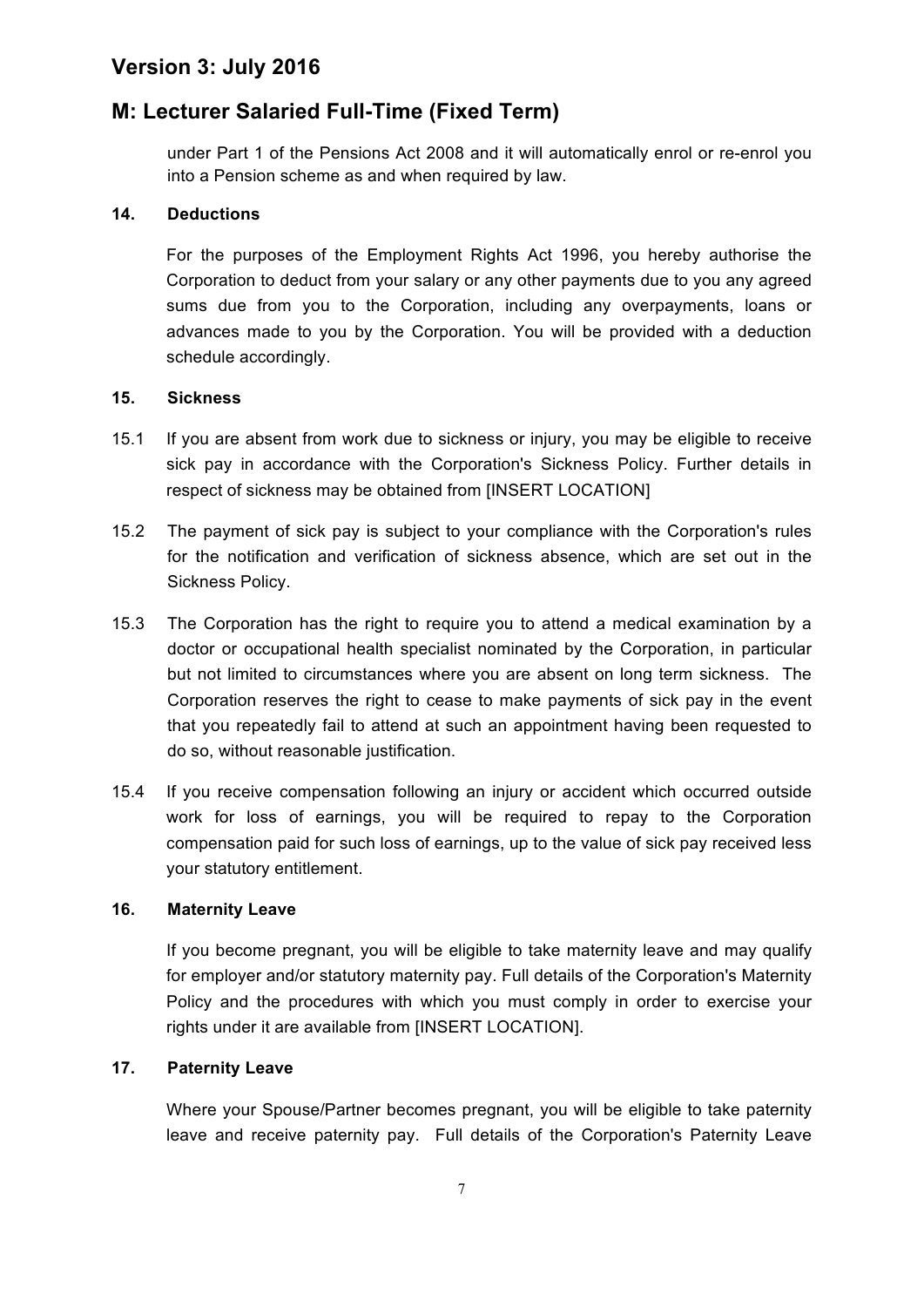under Part 1 of the Pensions Act 2008 and it will automatically enrol or re-enrol you into a Pension scheme as and when required by law.

### 14. Deductions

For the purposes of the Employment Rights Act 1996, you hereby authorise the Corporation to deduct from your salary or any other payments due to you any agreed sums due from you to the Corporation, including any overpayments, loans or advances made to you by the Corporation. You will be provided with a deduction schedule accordingly.

### 15. Sickness

15.1 If you are absent from work due to sickness or injury, you may be eligible to receive sick pay in accordance with the Corporation's Sickness Policy. Further details in respect of sickness may be obtained from [INSERT LOCATION]

15.2 The payment of sick pay is subject to your compliance with the Corporation's rules for the notification and verification of sickness absence, which are set out in the Sickness Policy.

15.3 The Corporation has the right to require you to attend a medical examination by a doctor or occupational health specialist nominated by the Corporation, in particular but not limited to circumstances where you are absent on long term sickness. The Corporation reserves the right to cease to make payments of sick pay in the event that you repeatedly fail to attend at such an appointment having been requested to do so, without reasonable justification.

15.4 If you receive compensation following an injury or accident which occurred outside work for loss of earnings, you will be required to repay to the Corporation compensation paid for such loss of earnings, up to the value of sick pay received less your statutory entitlement.

### 16. Maternity Leave

If you become pregnant, you will be eligible to take maternity leave and may qualify for employer and/or statutory maternity pay. Full details of the Corporation's Maternity Policy and the procedures with which you must comply in order to exercise your rights under it are available from [INSERT LOCATION].

### 17. Paternity Leave

Where your Spouse/Partner becomes pregnant, you will be eligible to take paternity leave and receive paternity pay. Full details of the Corporation's Paternity Leave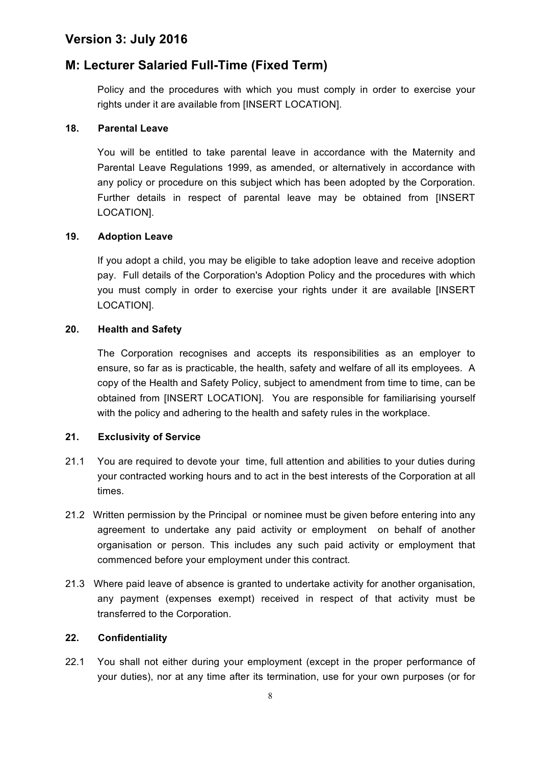Policy and the procedures with which you must comply in order to exercise your rights under it are available from [INSERT LOCATION].

**18. Parental Leave**

You will be entitled to take parental leave in accordance with the Maternity and Parental Leave Regulations 1999, as amended, or alternatively in accordance with any policy or procedure on this subject which has been adopted by the Corporation. Further details in respect of parental leave may be obtained from [INSERT LOCATION].

**19. Adoption Leave**

If you adopt a child, you may be eligible to take adoption leave and receive adoption pay. Full details of the Corporation's Adoption Policy and the procedures with which you must comply in order to exercise your rights under it are available [INSERT LOCATION].

**20. Health and Safety**

The Corporation recognises and accepts its responsibilities as an employer to ensure, so far as is practicable, the health, safety and welfare of all its employees. A copy of the Health and Safety Policy, subject to amendment from time to time, can be obtained from [INSERT LOCATION]. You are responsible for familiarising yourself with the policy and adhering to the health and safety rules in the workplace.

**21. Exclusivity of Service**

21.1 You are required to devote your time, full attention and abilities to your duties during your contracted working hours and to act in the best interests of the Corporation at all times.

21.2 Written permission by the Principal or nominee must be given before entering into any agreement to undertake any paid activity or employment on behalf of another organisation or person. This includes any such paid activity or employment that commenced before your employment under this contract.

21.3 Where paid leave of absence is granted to undertake activity for another organisation, any payment (expenses exempt) received in respect of that activity must be transferred to the Corporation.

**22. Confidentiality**

22.1 You shall not either during your employment (except in the proper performance of your duties), nor at any time after its termination, use for your own purposes (or for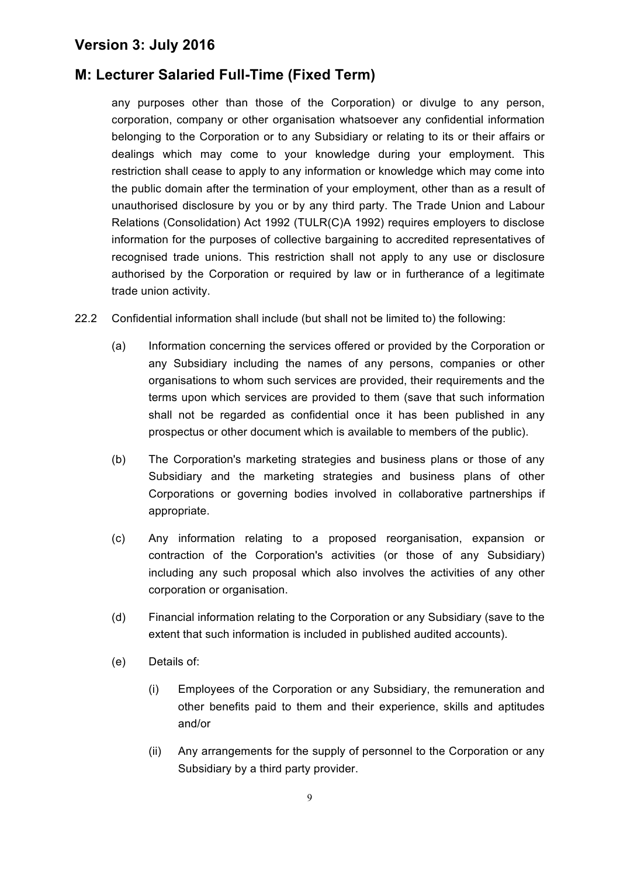any purposes other than those of the Corporation) or divulge to any person, corporation, company or other organisation whatsoever any confidential information belonging to the Corporation or to any Subsidiary or relating to its or their affairs or dealings which may come to your knowledge during your employment. This restriction shall cease to apply to any information or knowledge which may come into the public domain after the termination of your employment, other than as a result of unauthorised disclosure by you or by any third party. The Trade Union and Labour Relations (Consolidation) Act 1992 (TULR(C)A 1992) requires employers to disclose information for the purposes of collective bargaining to accredited representatives of recognised trade unions. This restriction shall not apply to any use or disclosure authorised by the Corporation or required by law or in furtherance of a legitimate trade union activity.

22.2 Confidential information shall include (but shall not be limited to) the following:

(a) Information concerning the services offered or provided by the Corporation or any Subsidiary including the names of any persons, companies or other organisations to whom such services are provided, their requirements and the terms upon which services are provided to them (save that such information shall not be regarded as confidential once it has been published in any prospectus or other document which is available to members of the public).

(b) The Corporation's marketing strategies and business plans or those of any Subsidiary and the marketing strategies and business plans of other Corporations or governing bodies involved in collaborative partnerships if appropriate.

(c) Any information relating to a proposed reorganisation, expansion or contraction of the Corporation's activities (or those of any Subsidiary) including any such proposal which also involves the activities of any other corporation or organisation.

(d) Financial information relating to the Corporation or any Subsidiary (save to the extent that such information is included in published audited accounts).

(e) Details of:

(i) Employees of the Corporation or any Subsidiary, the remuneration and other benefits paid to them and their experience, skills and aptitudes and/or

(ii) Any arrangements for the supply of personnel to the Corporation or any Subsidiary by a third party provider.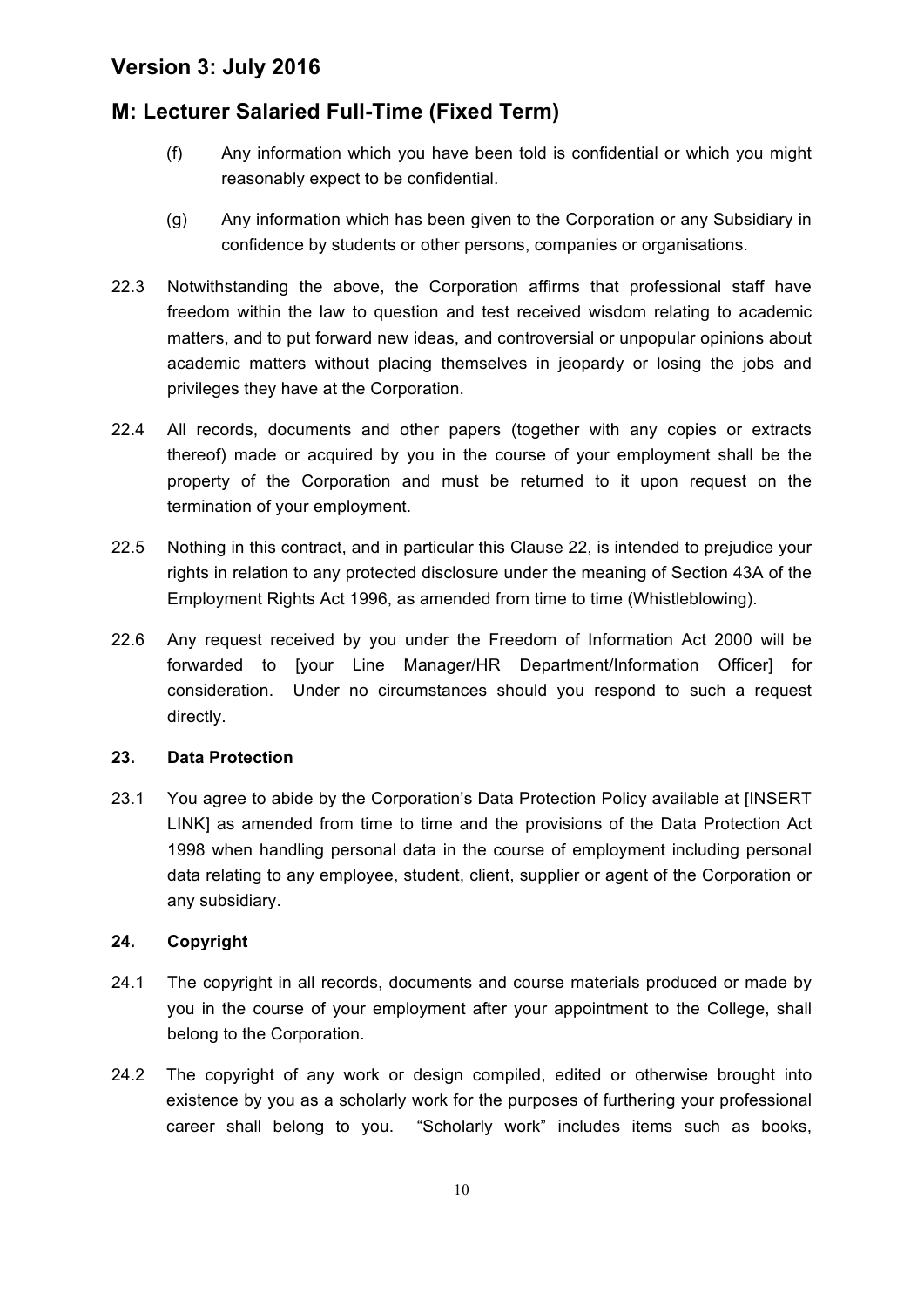(f) Any information which you have been told is confidential or which you might reasonably expect to be confidential.

(g) Any information which has been given to the Corporation or any Subsidiary in confidence by students or other persons, companies or organisations.

22.3 Notwithstanding the above, the Corporation affirms that professional staff have freedom within the law to question and test received wisdom relating to academic matters, and to put forward new ideas, and controversial or unpopular opinions about academic matters without placing themselves in jeopardy or losing the jobs and privileges they have at the Corporation.

22.4 All records, documents and other papers (together with any copies or extracts thereof) made or acquired by you in the course of your employment shall be the property of the Corporation and must be returned to it upon request on the termination of your employment.

22.5 Nothing in this contract, and in particular this Clause 22, is intended to prejudice your rights in relation to any protected disclosure under the meaning of Section 43A of the Employment Rights Act 1996, as amended from time to time (Whistleblowing).

22.6 Any request received by you under the Freedom of Information Act 2000 will be forwarded to [your Line Manager/HR Department/Information Officer] for consideration. Under no circumstances should you respond to such a request directly.

**23. Data Protection**

23.1 You agree to abide by the Corporation's Data Protection Policy available at [INSERT LINK] as amended from time to time and the provisions of the Data Protection Act 1998 when handling personal data in the course of employment including personal data relating to any employee, student, client, supplier or agent of the Corporation or any subsidiary.

**24. Copyright**

24.1 The copyright in all records, documents and course materials produced or made by you in the course of your employment after your appointment to the College, shall belong to the Corporation.

24.2 The copyright of any work or design compiled, edited or otherwise brought into existence by you as a scholarly work for the purposes of furthering your professional career shall belong to you. "Scholarly work" includes items such as books,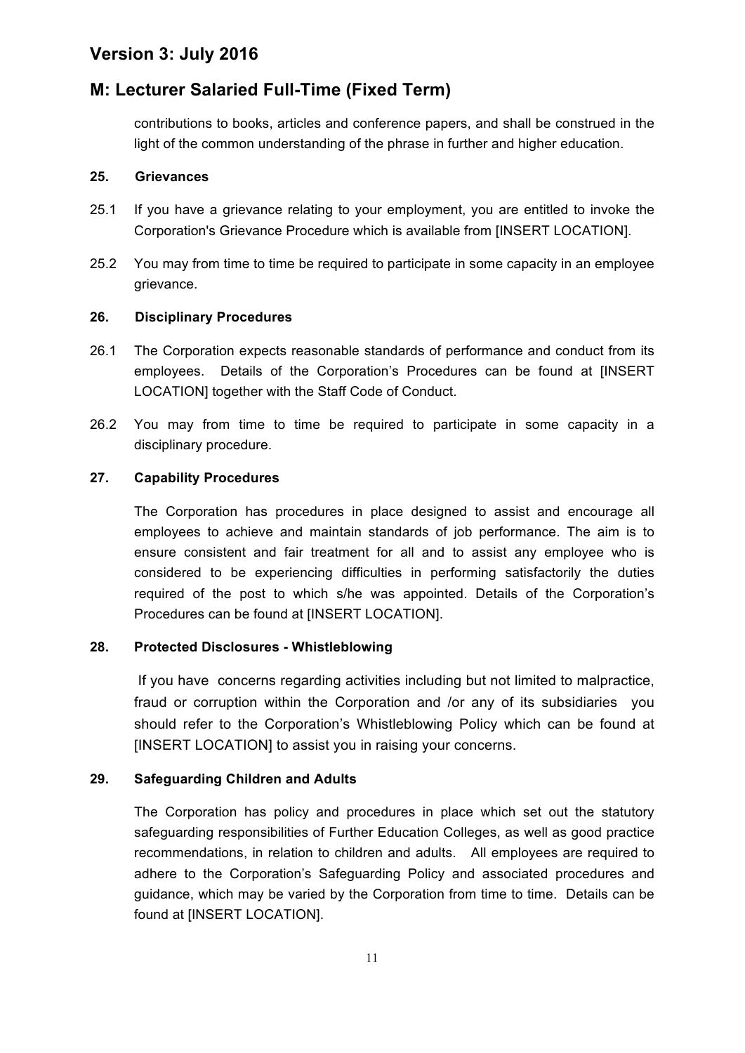contributions to books, articles and conference papers, and shall be construed in the light of the common understanding of the phrase in further and higher education.

### 25. Grievances

25.1 If you have a grievance relating to your employment, you are entitled to invoke the Corporation's Grievance Procedure which is available from [INSERT LOCATION].

25.2 You may from time to time be required to participate in some capacity in an employee grievance.

### 26. Disciplinary Procedures

26.1 The Corporation expects reasonable standards of performance and conduct from its employees. Details of the Corporation's Procedures can be found at [INSERT LOCATION] together with the Staff Code of Conduct.

26.2 You may from time to time be required to participate in some capacity in a disciplinary procedure.

### 27. Capability Procedures

The Corporation has procedures in place designed to assist and encourage all employees to achieve and maintain standards of job performance. The aim is to ensure consistent and fair treatment for all and to assist any employee who is considered to be experiencing difficulties in performing satisfactorily the duties required of the post to which s/he was appointed. Details of the Corporation's Procedures can be found at [INSERT LOCATION].

### 28. Protected Disclosures - Whistleblowing

If you have concerns regarding activities including but not limited to malpractice, fraud or corruption within the Corporation and /or any of its subsidiaries you should refer to the Corporation's Whistleblowing Policy which can be found at [INSERT LOCATION] to assist you in raising your concerns.

### 29. Safeguarding Children and Adults

The Corporation has policy and procedures in place which set out the statutory safeguarding responsibilities of Further Education Colleges, as well as good practice recommendations, in relation to children and adults. All employees are required to adhere to the Corporation's Safeguarding Policy and associated procedures and guidance, which may be varied by the Corporation from time to time. Details can be found at [INSERT LOCATION].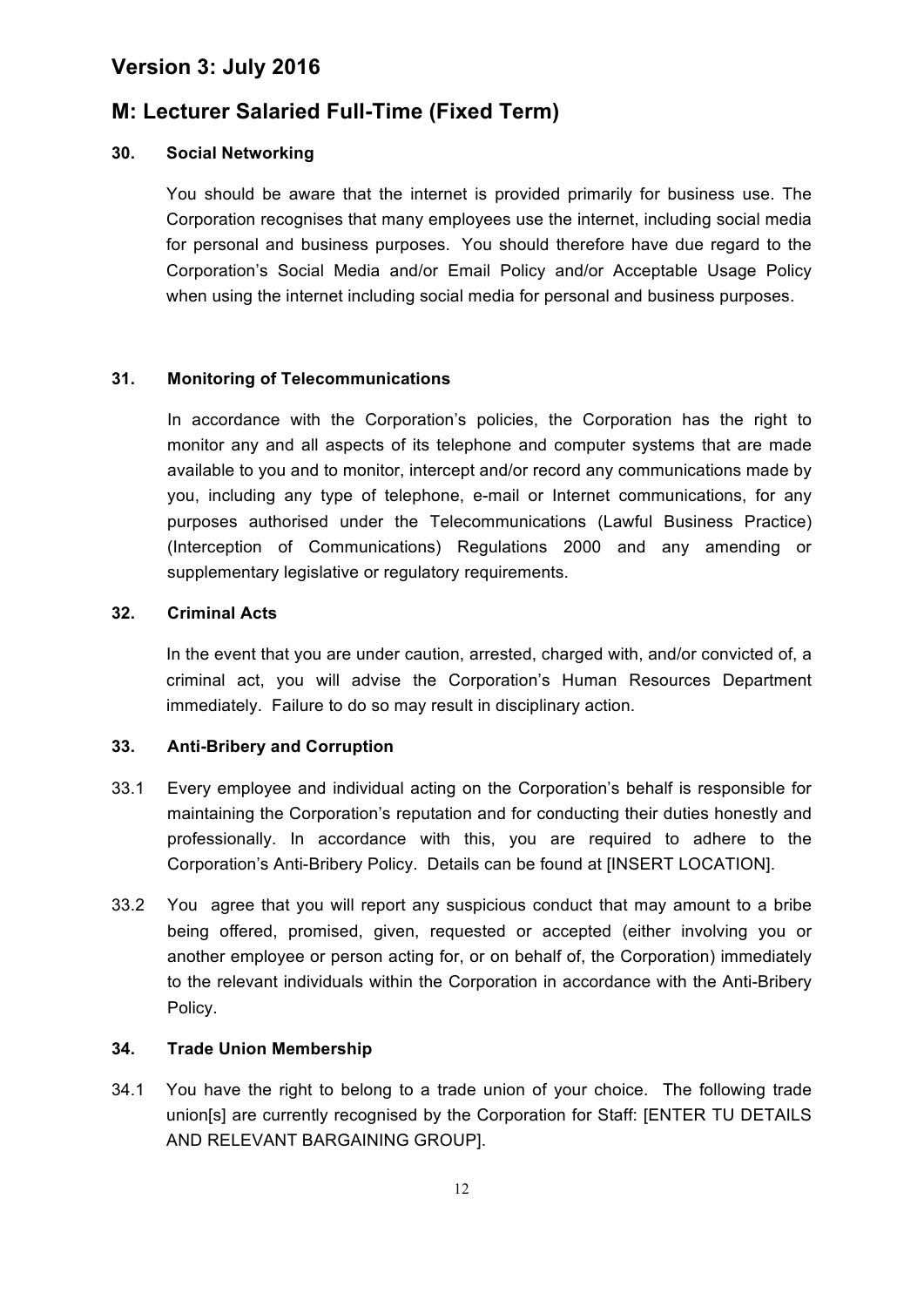# Version 3: July 2016

# M: Lecturer Salaried Full-Time (Fixed Term)

### 30. Social Networking

You should be aware that the internet is provided primarily for business use. The Corporation recognises that many employees use the internet, including social media for personal and business purposes. You should therefore have due regard to the Corporation's Social Media and/or Email Policy and/or Acceptable Usage Policy when using the internet including social media for personal and business purposes.

### 31. Monitoring of Telecommunications

In accordance with the Corporation's policies, the Corporation has the right to monitor any and all aspects of its telephone and computer systems that are made available to you and to monitor, intercept and/or record any communications made by you, including any type of telephone, e-mail or Internet communications, for any purposes authorised under the Telecommunications (Lawful Business Practice) (Interception of Communications) Regulations 2000 and any amending or supplementary legislative or regulatory requirements.

### 32. Criminal Acts

In the event that you are under caution, arrested, charged with, and/or convicted of, a criminal act, you will advise the Corporation's Human Resources Department immediately. Failure to do so may result in disciplinary action.

### 33. Anti-Bribery and Corruption

33.1 Every employee and individual acting on the Corporation's behalf is responsible for maintaining the Corporation's reputation and for conducting their duties honestly and professionally. In accordance with this, you are required to adhere to the Corporation's Anti-Bribery Policy. Details can be found at [INSERT LOCATION].

33.2 You agree that you will report any suspicious conduct that may amount to a bribe being offered, promised, given, requested or accepted (either involving you or another employee or person acting for, or on behalf of, the Corporation) immediately to the relevant individuals within the Corporation in accordance with the Anti-Bribery Policy.

### 34. Trade Union Membership

34.1 You have the right to belong to a trade union of your choice. The following trade union[s] are currently recognised by the Corporation for Staff: [ENTER TU DETAILS AND RELEVANT BARGAINING GROUP].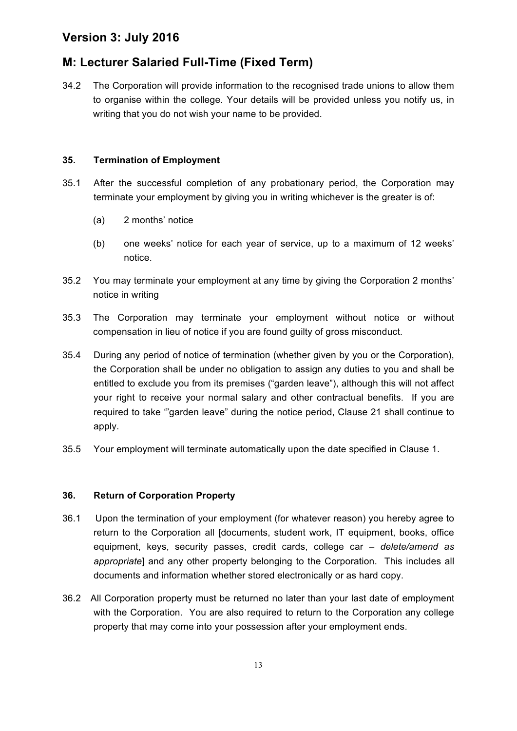# Version 3: July 2016

# M: Lecturer Salaried Full-Time (Fixed Term)

34.2 The Corporation will provide information to the recognised trade unions to allow them to organise within the college. Your details will be provided unless you notify us, in writing that you do not wish your name to be provided.

### 35. Termination of Employment

35.1 After the successful completion of any probationary period, the Corporation may terminate your employment by giving you in writing whichever is the greater is of:

(a) 2 months' notice

(b) one weeks' notice for each year of service, up to a maximum of 12 weeks' notice.

35.2 You may terminate your employment at any time by giving the Corporation 2 months' notice in writing

35.3 The Corporation may terminate your employment without notice or without compensation in lieu of notice if you are found guilty of gross misconduct.

35.4 During any period of notice of termination (whether given by you or the Corporation), the Corporation shall be under no obligation to assign any duties to you and shall be entitled to exclude you from its premises ("garden leave"), although this will not affect your right to receive your normal salary and other contractual benefits. If you are required to take '"garden leave" during the notice period, Clause 21 shall continue to apply.

35.5 Your employment will terminate automatically upon the date specified in Clause 1.

### 36. Return of Corporation Property

36.1 Upon the termination of your employment (for whatever reason) you hereby agree to return to the Corporation all [documents, student work, IT equipment, books, office equipment, keys, security passes, credit cards, college car – *delete/amend as appropriate*] and any other property belonging to the Corporation. This includes all documents and information whether stored electronically or as hard copy.

36.2 All Corporation property must be returned no later than your last date of employment with the Corporation. You are also required to return to the Corporation any college property that may come into your possession after your employment ends.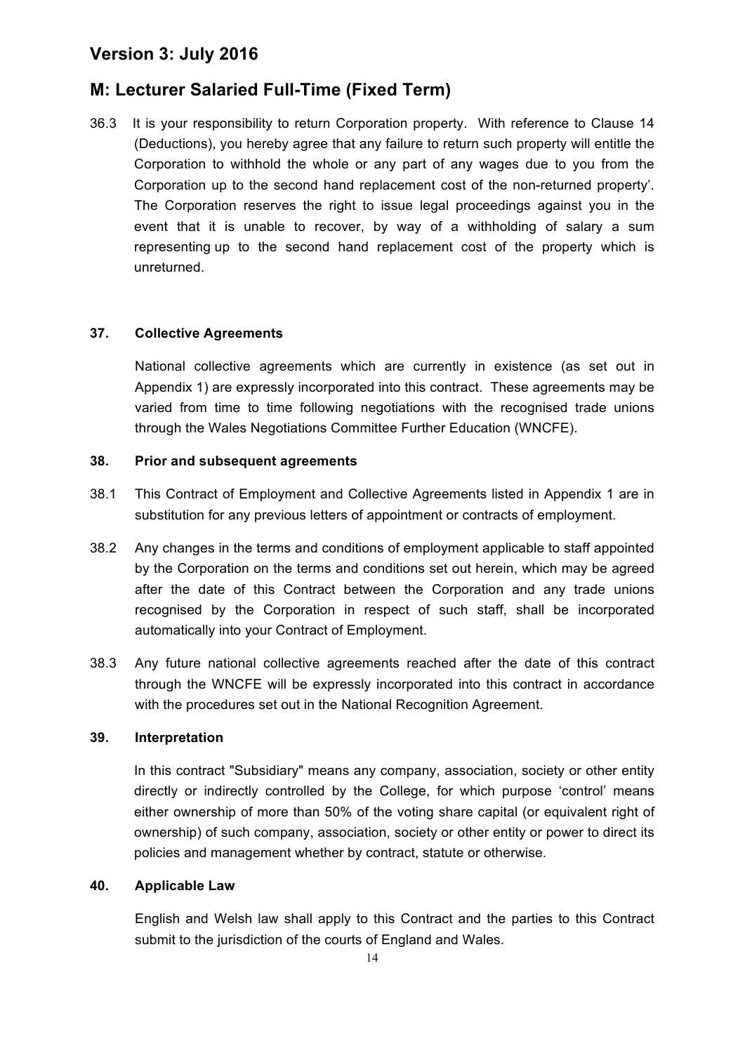# Version 3: July 2016

## M: Lecturer Salaried Full-Time (Fixed Term)

36.3 It is your responsibility to return Corporation property. With reference to Clause 14 (Deductions), you hereby agree that any failure to return such property will entitle the Corporation to withhold the whole or any part of any wages due to you from the Corporation up to the second hand replacement cost of the non-returned property'. The Corporation reserves the right to issue legal proceedings against you in the event that it is unable to recover, by way of a withholding of salary a sum representing up to the second hand replacement cost of the property which is unreturned.

**37. Collective Agreements**

National collective agreements which are currently in existence (as set out in Appendix 1) are expressly incorporated into this contract. These agreements may be varied from time to time following negotiations with the recognised trade unions through the Wales Negotiations Committee Further Education (WNCFE).

**38. Prior and subsequent agreements**

38.1 This Contract of Employment and Collective Agreements listed in Appendix 1 are in substitution for any previous letters of appointment or contracts of employment.

38.2 Any changes in the terms and conditions of employment applicable to staff appointed by the Corporation on the terms and conditions set out herein, which may be agreed after the date of this Contract between the Corporation and any trade unions recognised by the Corporation in respect of such staff, shall be incorporated automatically into your Contract of Employment.

38.3 Any future national collective agreements reached after the date of this contract through the WNCFE will be expressly incorporated into this contract in accordance with the procedures set out in the National Recognition Agreement.

**39. Interpretation**

In this contract "Subsidiary" means any company, association, society or other entity directly or indirectly controlled by the College, for which purpose 'control' means either ownership of more than 50% of the voting share capital (or equivalent right of ownership) of such company, association, society or other entity or power to direct its policies and management whether by contract, statute or otherwise.

**40. Applicable Law**

English and Welsh law shall apply to this Contract and the parties to this Contract submit to the jurisdiction of the courts of England and Wales.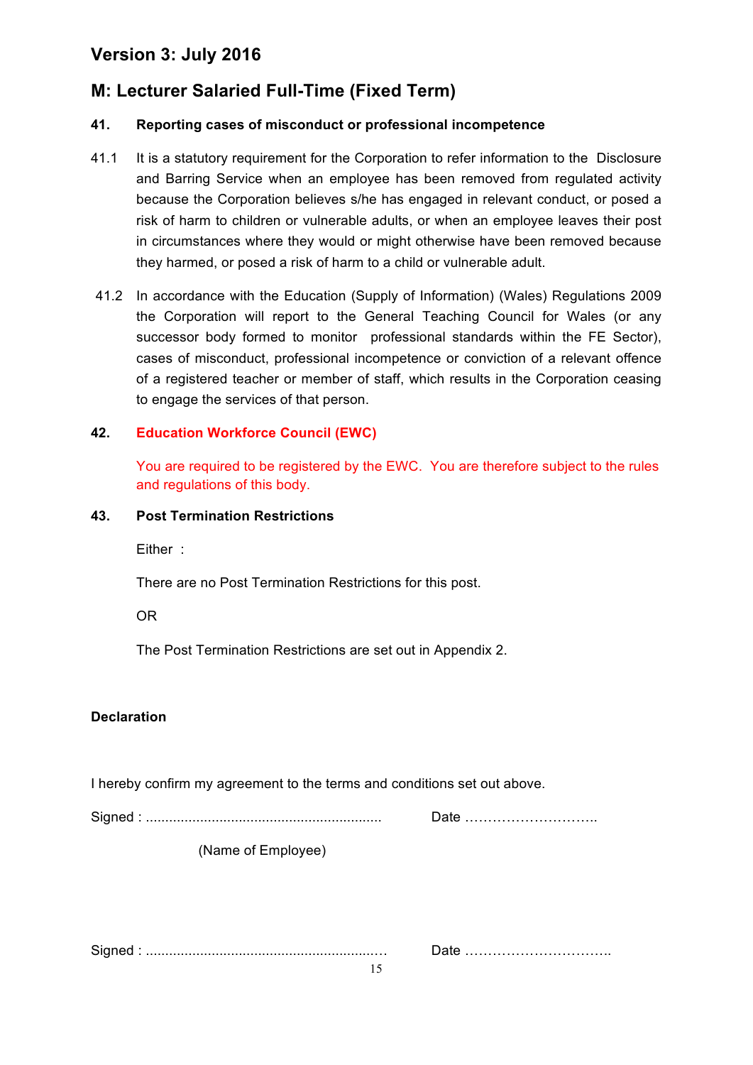## Version 3: July 2016

## M: Lecturer Salaried Full-Time (Fixed Term)

### 41. Reporting cases of misconduct or professional incompetence

41.1 It is a statutory requirement for the Corporation to refer information to the Disclosure and Barring Service when an employee has been removed from regulated activity because the Corporation believes s/he has engaged in relevant conduct, or posed a risk of harm to children or vulnerable adults, or when an employee leaves their post in circumstances where they would or might otherwise have been removed because they harmed, or posed a risk of harm to a child or vulnerable adult.

41.2 In accordance with the Education (Supply of Information) (Wales) Regulations 2009 the Corporation will report to the General Teaching Council for Wales (or any successor body formed to monitor professional standards within the FE Sector), cases of misconduct, professional incompetence or conviction of a relevant offence of a registered teacher or member of staff, which results in the Corporation ceasing to engage the services of that person.

### 42. Education Workforce Council (EWC)

You are required to be registered by the EWC. You are therefore subject to the rules and regulations of this body.

### 43. Post Termination Restrictions

Either :

There are no Post Termination Restrictions for this post.

OR

The Post Termination Restrictions are set out in Appendix 2.

**Declaration**

I hereby confirm my agreement to the terms and conditions set out above.

Signed : ............................................................ Date ………………………..

(Name of Employee)

Signed : ............................................................ Date …………………………..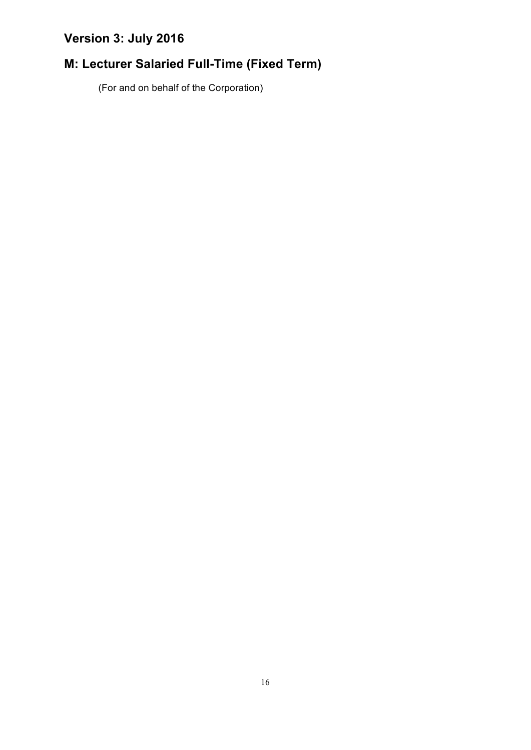# Version 3: July 2016

# M: Lecturer Salaried Full-Time (Fixed Term)

(For and on behalf of the Corporation)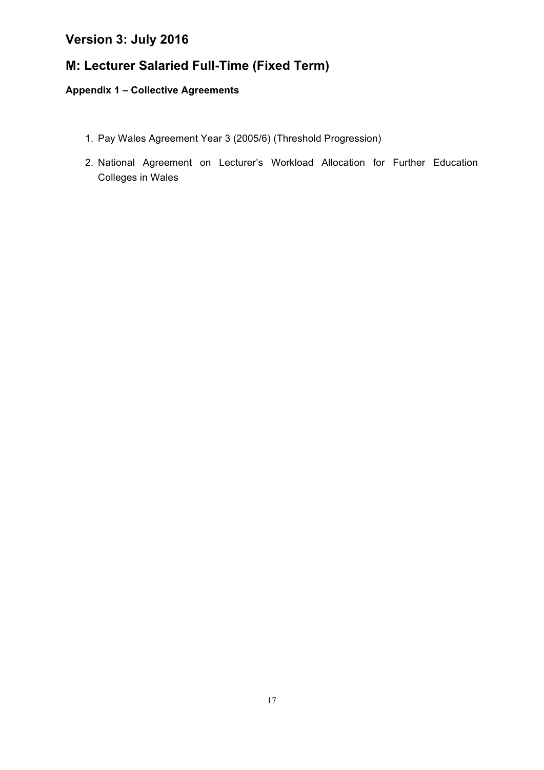## Version 3: July 2016

## M: Lecturer Salaried Full-Time (Fixed Term)

### Appendix 1 – Collective Agreements

1. Pay Wales Agreement Year 3 (2005/6) (Threshold Progression)
2. National Agreement on Lecturer's Workload Allocation for Further Education Colleges in Wales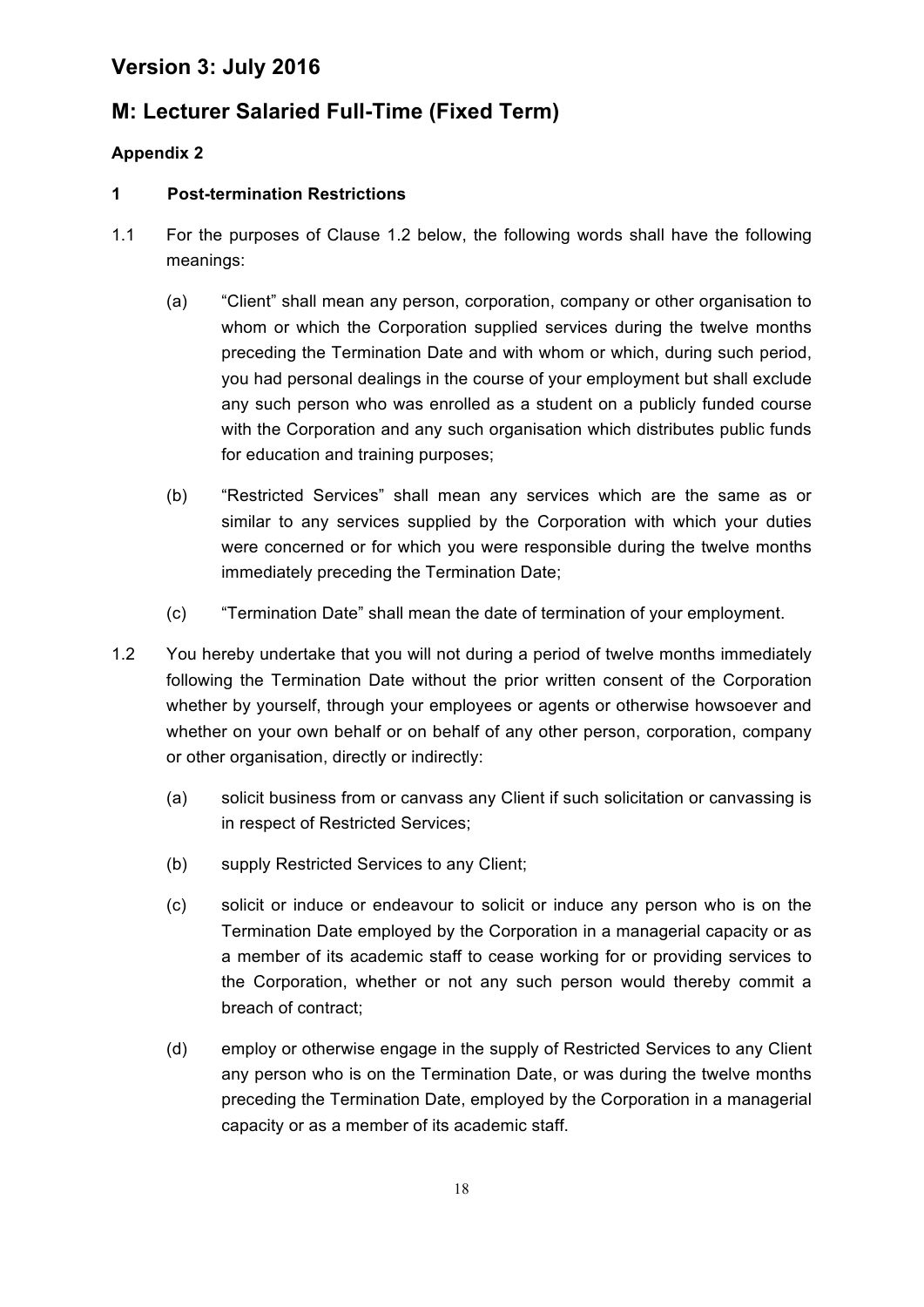# Version 3: July 2016

## M: Lecturer Salaried Full-Time (Fixed Term)

### Appendix 2

**1 Post-termination Restrictions**

1.1 For the purposes of Clause 1.2 below, the following words shall have the following meanings:

(a) "Client" shall mean any person, corporation, company or other organisation to whom or which the Corporation supplied services during the twelve months preceding the Termination Date and with whom or which, during such period, you had personal dealings in the course of your employment but shall exclude any such person who was enrolled as a student on a publicly funded course with the Corporation and any such organisation which distributes public funds for education and training purposes;

(b) "Restricted Services" shall mean any services which are the same as or similar to any services supplied by the Corporation with which your duties were concerned or for which you were responsible during the twelve months immediately preceding the Termination Date;

(c) "Termination Date" shall mean the date of termination of your employment.

1.2 You hereby undertake that you will not during a period of twelve months immediately following the Termination Date without the prior written consent of the Corporation whether by yourself, through your employees or agents or otherwise howsoever and whether on your own behalf or on behalf of any other person, corporation, company or other organisation, directly or indirectly:

(a) solicit business from or canvass any Client if such solicitation or canvassing is in respect of Restricted Services;

(b) supply Restricted Services to any Client;

(c) solicit or induce or endeavour to solicit or induce any person who is on the Termination Date employed by the Corporation in a managerial capacity or as a member of its academic staff to cease working for or providing services to the Corporation, whether or not any such person would thereby commit a breach of contract;

(d) employ or otherwise engage in the supply of Restricted Services to any Client any person who is on the Termination Date, or was during the twelve months preceding the Termination Date, employed by the Corporation in a managerial capacity or as a member of its academic staff.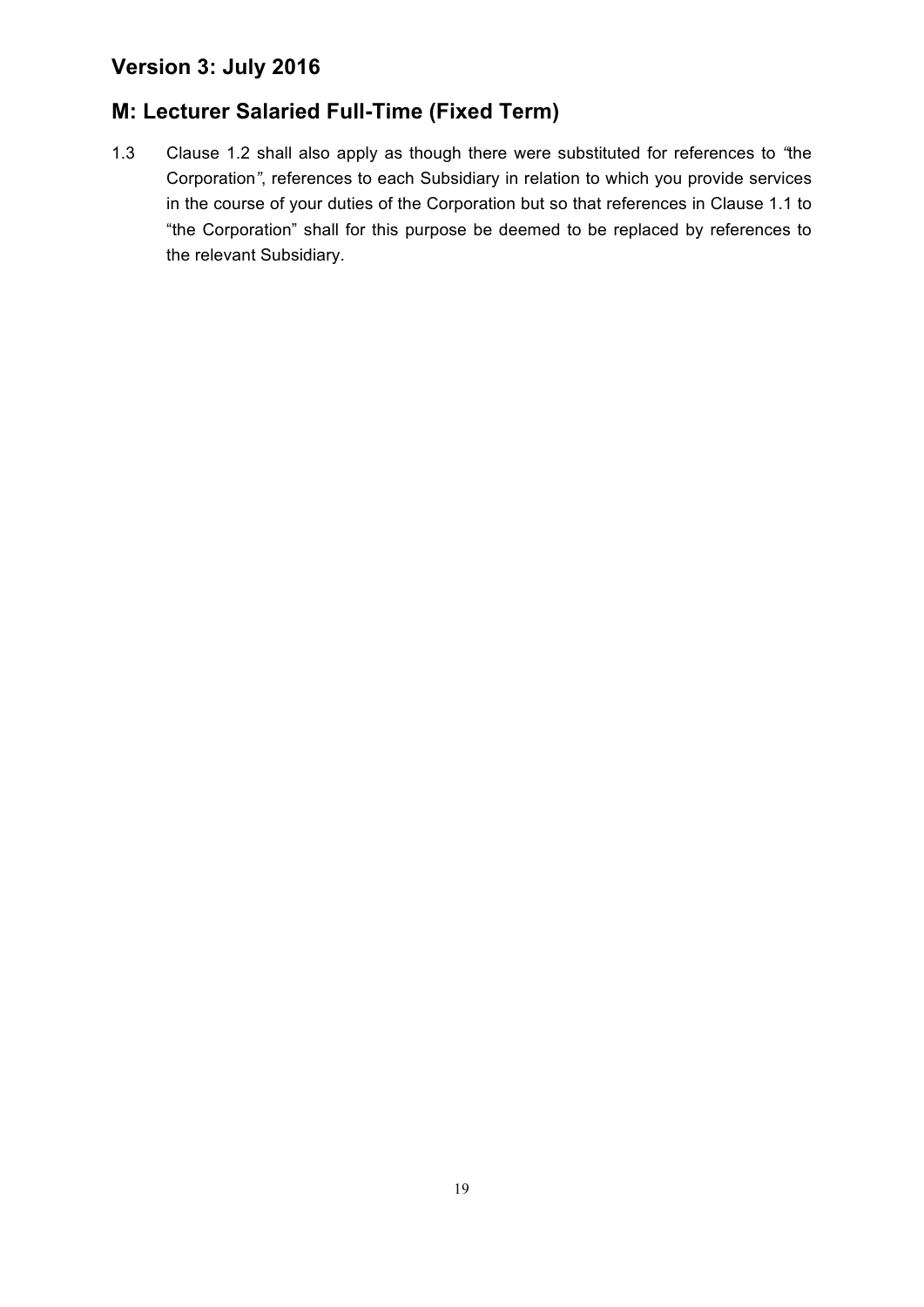## Version 3: July 2016

## M: Lecturer Salaried Full-Time (Fixed Term)

1.3 Clause 1.2 shall also apply as though there were substituted for references to "the Corporation", references to each Subsidiary in relation to which you provide services in the course of your duties of the Corporation but so that references in Clause 1.1 to "the Corporation" shall for this purpose be deemed to be replaced by references to the relevant Subsidiary.